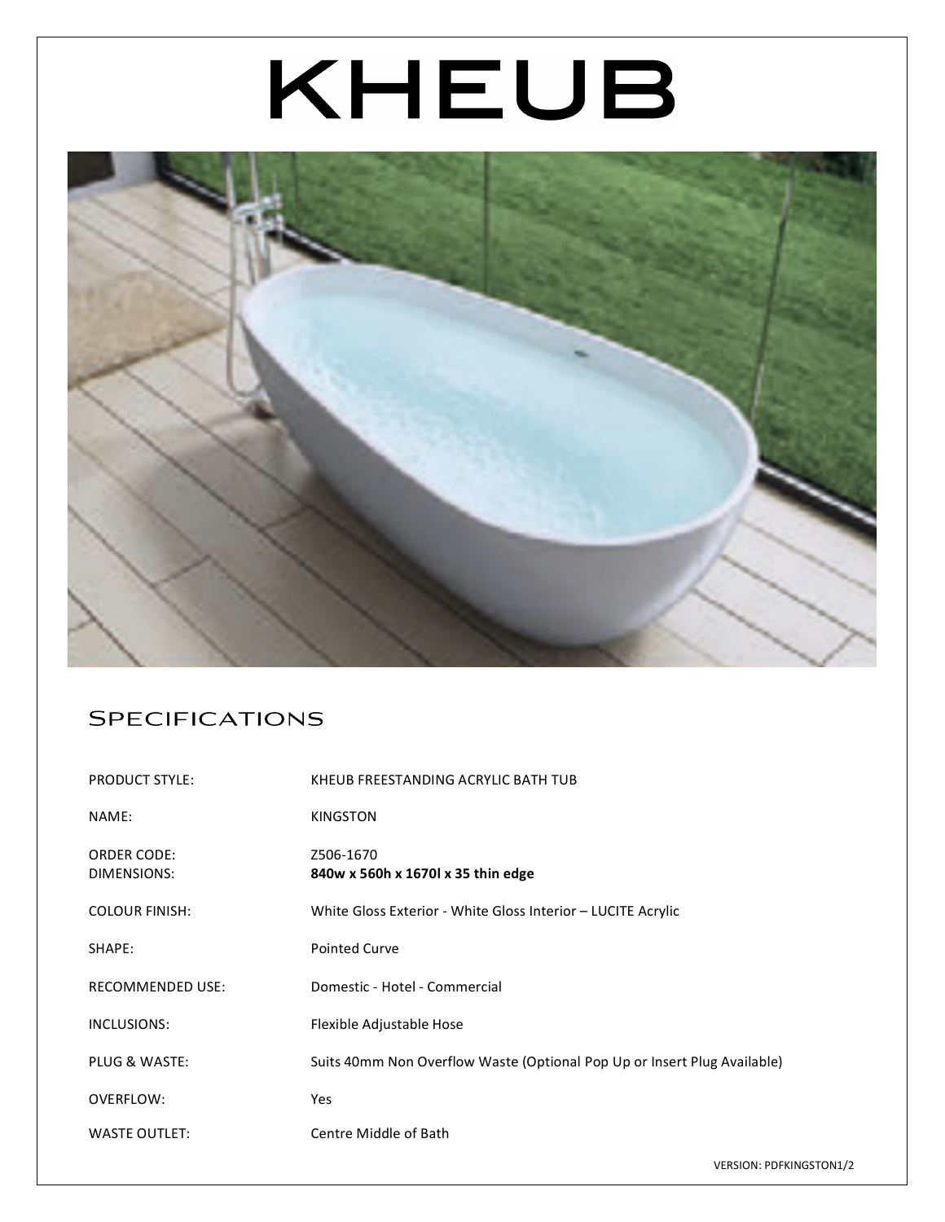# KHEUB

## Specifications

| | |
|---|---|
| PRODUCT STYLE: | KHEUB FREESTANDING ACRYLIC BATH TUB |
| NAME: | KINGSTON |
| ORDER CODE: | Z506-1670 |
| DIMENSIONS: | **840w x 560h x 1670l x 35 thin edge** |
| COLOUR FINISH: | White Gloss Exterior - White Gloss Interior – LUCITE Acrylic |
| SHAPE: | Pointed Curve |
| RECOMMENDED USE: | Domestic - Hotel - Commercial |
| INCLUSIONS: | Flexible Adjustable Hose |
| PLUG & WASTE: | Suits 40mm Non Overflow Waste (Optional Pop Up or Insert Plug Available) |
| OVERFLOW: | Yes |
| WASTE OUTLET: | Centre Middle of Bath |

VERSION: PDFKINGSTON1/2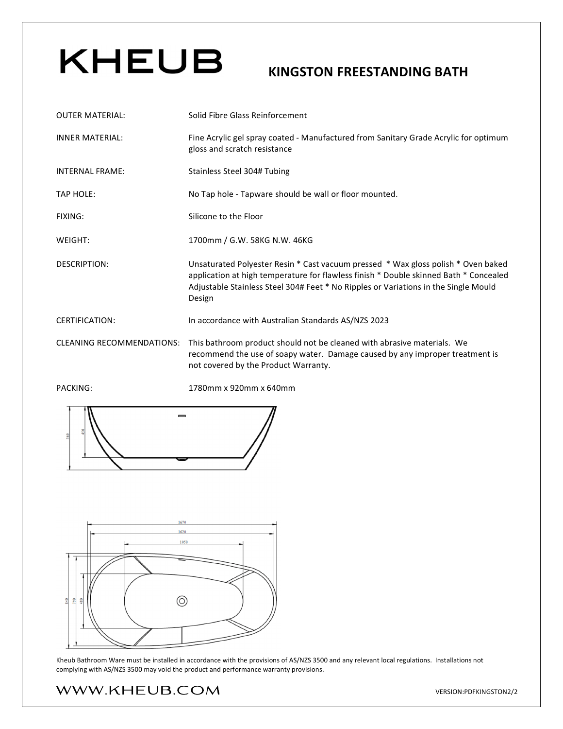# KHEUB

## KINGSTON FREESTANDING BATH

| | |
|---|---|
| OUTER MATERIAL: | Solid Fibre Glass Reinforcement |
| INNER MATERIAL: | Fine Acrylic gel spray coated - Manufactured from Sanitary Grade Acrylic for optimum gloss and scratch resistance |
| INTERNAL FRAME: | Stainless Steel 304# Tubing |
| TAP HOLE: | No Tap hole - Tapware should be wall or floor mounted. |
| FIXING: | Silicone to the Floor |
| WEIGHT: | 1700mm / G.W. 58KG N.W. 46KG |
| DESCRIPTION: | Unsaturated Polyester Resin * Cast vacuum pressed * Wax gloss polish * Oven baked application at high temperature for flawless finish * Double skinned Bath * Concealed Adjustable Stainless Steel 304# Feet * No Ripples or Variations in the Single Mould Design |
| CERTIFICATION: | In accordance with Australian Standards AS/NZS 2023 |
| CLEANING RECOMMENDATIONS: | This bathroom product should not be cleaned with abrasive materials. We recommend the use of soapy water. Damage caused by any improper treatment is not covered by the Product Warranty. |
| PACKING: | 1780mm x 920mm x 640mm |

560
450

1670
1620
1050

840
750
480

Kheub Bathroom Ware must be installed in accordance with the provisions of AS/NZS 3500 and any relevant local regulations. Installations not complying with AS/NZS 3500 may void the product and performance warranty provisions.

WWW.KHEUB.COM

VERSION:PDFKINGSTON2/2